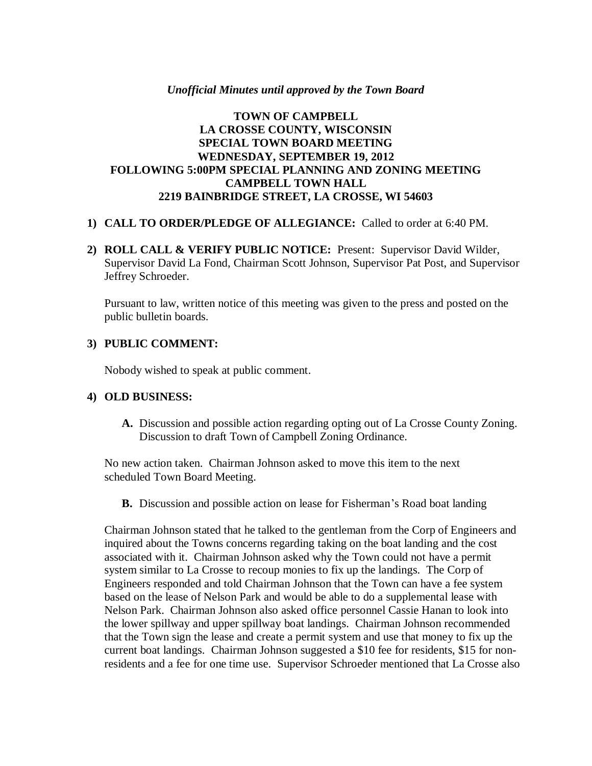*Unofficial Minutes until approved by the Town Board*

**TOWN OF CAMPBELL**
**LA CROSSE COUNTY, WISCONSIN**
**SPECIAL TOWN BOARD MEETING**
**WEDNESDAY, SEPTEMBER 19, 2012**
**FOLLOWING 5:00PM SPECIAL PLANNING AND ZONING MEETING**
**CAMPBELL TOWN HALL**
**2219 BAINBRIDGE STREET, LA CROSSE, WI 54603**

1) **CALL TO ORDER/PLEDGE OF ALLEGIANCE:** Called to order at 6:40 PM.

2) **ROLL CALL & VERIFY PUBLIC NOTICE:** Present: Supervisor David Wilder, Supervisor David La Fond, Chairman Scott Johnson, Supervisor Pat Post, and Supervisor Jeffrey Schroeder.

   Pursuant to law, written notice of this meeting was given to the press and posted on the public bulletin boards.

3) **PUBLIC COMMENT:**

   Nobody wished to speak at public comment.

4) **OLD BUSINESS:**

   **A.** Discussion and possible action regarding opting out of La Crosse County Zoning. Discussion to draft Town of Campbell Zoning Ordinance.

   No new action taken. Chairman Johnson asked to move this item to the next scheduled Town Board Meeting.

   **B.** Discussion and possible action on lease for Fisherman's Road boat landing

   Chairman Johnson stated that he talked to the gentleman from the Corp of Engineers and inquired about the Towns concerns regarding taking on the boat landing and the cost associated with it. Chairman Johnson asked why the Town could not have a permit system similar to La Crosse to recoup monies to fix up the landings. The Corp of Engineers responded and told Chairman Johnson that the Town can have a fee system based on the lease of Nelson Park and would be able to do a supplemental lease with Nelson Park. Chairman Johnson also asked office personnel Cassie Hanan to look into the lower spillway and upper spillway boat landings. Chairman Johnson recommended that the Town sign the lease and create a permit system and use that money to fix up the current boat landings. Chairman Johnson suggested a $10 fee for residents, $15 for non-residents and a fee for one time use. Supervisor Schroeder mentioned that La Crosse also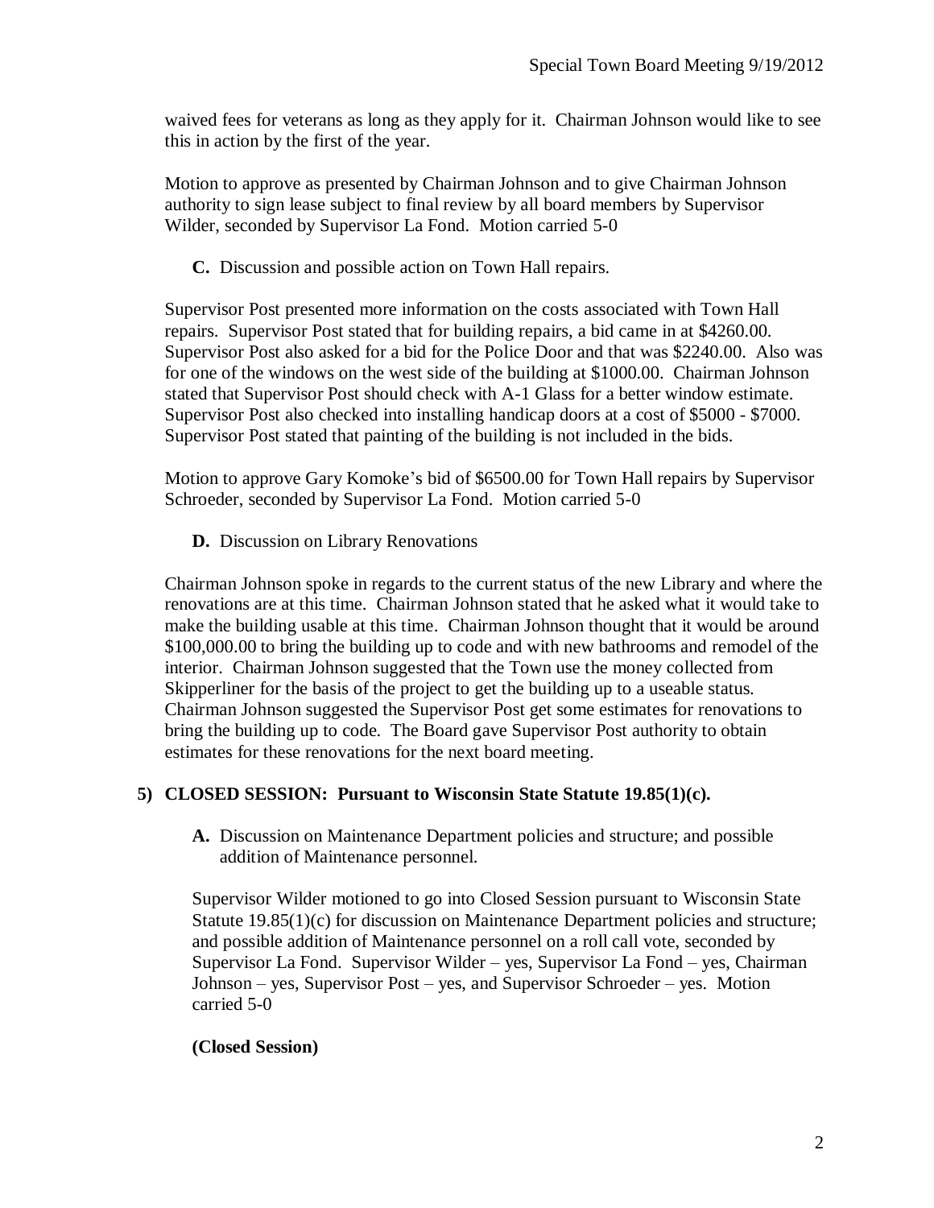waived fees for veterans as long as they apply for it. Chairman Johnson would like to see this in action by the first of the year.

Motion to approve as presented by Chairman Johnson and to give Chairman Johnson authority to sign lease subject to final review by all board members by Supervisor Wilder, seconded by Supervisor La Fond. Motion carried 5-0

**C.** Discussion and possible action on Town Hall repairs.

Supervisor Post presented more information on the costs associated with Town Hall repairs. Supervisor Post stated that for building repairs, a bid came in at $4260.00. Supervisor Post also asked for a bid for the Police Door and that was $2240.00. Also was for one of the windows on the west side of the building at $1000.00. Chairman Johnson stated that Supervisor Post should check with A-1 Glass for a better window estimate. Supervisor Post also checked into installing handicap doors at a cost of $5000 - $7000. Supervisor Post stated that painting of the building is not included in the bids.

Motion to approve Gary Komoke's bid of $6500.00 for Town Hall repairs by Supervisor Schroeder, seconded by Supervisor La Fond. Motion carried 5-0

**D.** Discussion on Library Renovations

Chairman Johnson spoke in regards to the current status of the new Library and where the renovations are at this time. Chairman Johnson stated that he asked what it would take to make the building usable at this time. Chairman Johnson thought that it would be around $100,000.00 to bring the building up to code and with new bathrooms and remodel of the interior. Chairman Johnson suggested that the Town use the money collected from Skipperliner for the basis of the project to get the building up to a useable status. Chairman Johnson suggested the Supervisor Post get some estimates for renovations to bring the building up to code. The Board gave Supervisor Post authority to obtain estimates for these renovations for the next board meeting.

**5) CLOSED SESSION: Pursuant to Wisconsin State Statute 19.85(1)(c).**

**A.** Discussion on Maintenance Department policies and structure; and possible addition of Maintenance personnel.

Supervisor Wilder motioned to go into Closed Session pursuant to Wisconsin State Statute 19.85(1)(c) for discussion on Maintenance Department policies and structure; and possible addition of Maintenance personnel on a roll call vote, seconded by Supervisor La Fond. Supervisor Wilder – yes, Supervisor La Fond – yes, Chairman Johnson – yes, Supervisor Post – yes, and Supervisor Schroeder – yes. Motion carried 5-0

**(Closed Session)**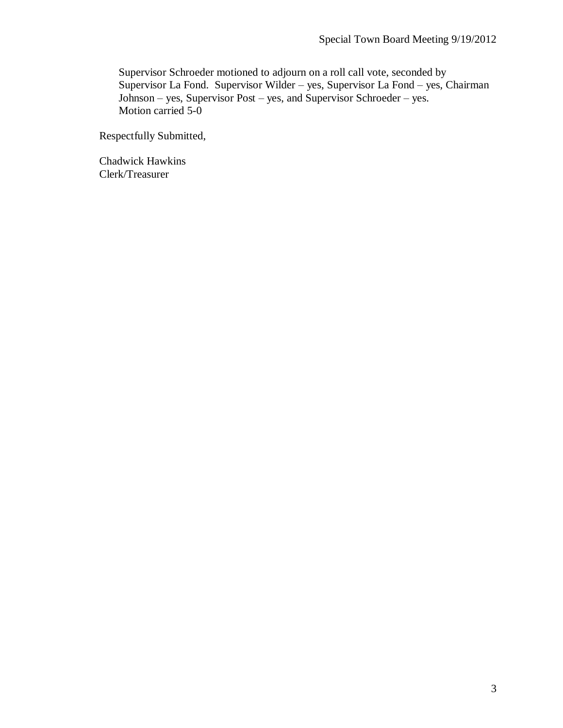Supervisor Schroeder motioned to adjourn on a roll call vote, seconded by Supervisor La Fond. Supervisor Wilder – yes, Supervisor La Fond – yes, Chairman Johnson – yes, Supervisor Post – yes, and Supervisor Schroeder – yes.
Motion carried 5-0

Respectfully Submitted,

Chadwick Hawkins
Clerk/Treasurer